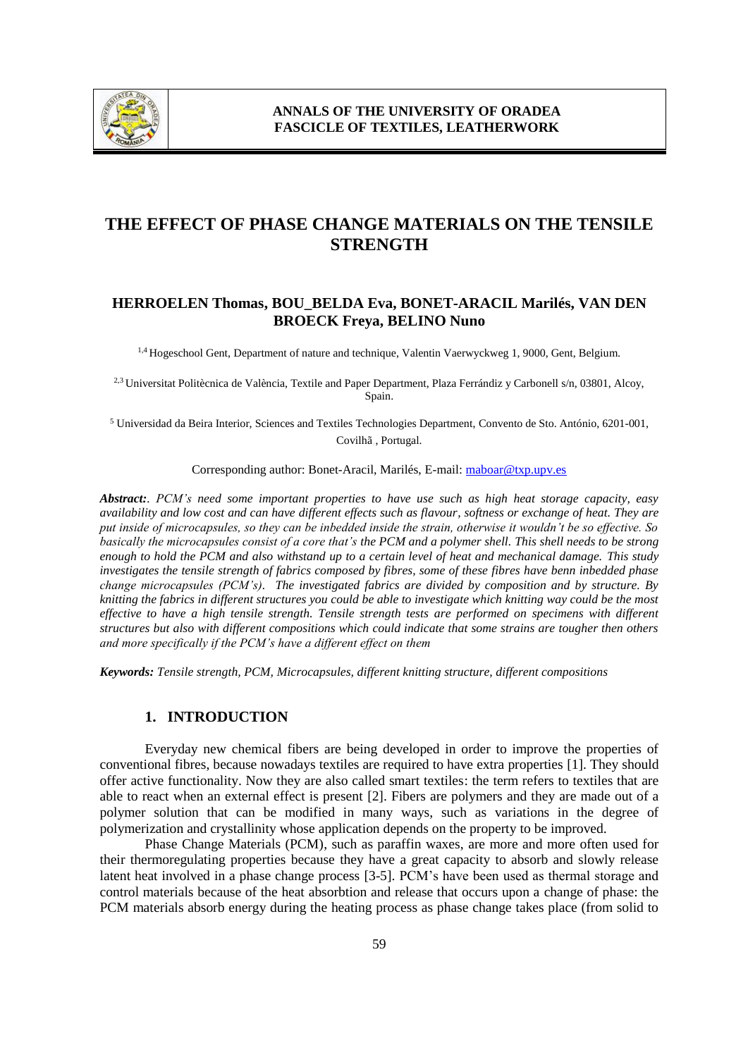# THE EFFECT OF PHASE CHANGE MATERIALS ON THE TENSILE STRENGTH

**HERROELEN Thomas, BOU_BELDA Eva, BONET-ARACIL Marilés, VAN DEN BROECK Freya, BELINO Nuno**

[1,4] Hogeschool Gent, Department of nature and technique, Valentin Vaerwyckweg 1, 9000, Gent, Belgium.

[2,3] Universitat Politècnica de València, Textile and Paper Department, Plaza Ferrándiz y Carbonell s/n, 03801, Alcoy, Spain.

[5] Universidad da Beira Interior, Sciences and Textiles Technologies Department, Convento de Sto. António, 6201-001, Covilhã , Portugal.

Corresponding author: Bonet-Aracil, Marilés, E-mail: maboar@txp.upv.es

***Abstract:*** *. PCM's need some important properties to have use such as high heat storage capacity, easy availability and low cost and can have different effects such as flavour, softness or exchange of heat. They are put inside of microcapsules, so they can be inbedded inside the strain, otherwise it wouldn't be so effective. So basically the microcapsules consist of a core that's the PCM and a polymer shell. This shell needs to be strong enough to hold the PCM and also withstand up to a certain level of heat and mechanical damage. This study investigates the tensile strength of fabrics composed by fibres, some of these fibres have benn inbedded phase change microcapsules (PCM's). The investigated fabrics are divided by composition and by structure. By knitting the fabrics in different structures you could be able to investigate which knitting way could be the most effective to have a high tensile strength. Tensile strength tests are performed on specimens with different structures but also with different compositions which could indicate that some strains are tougher then others and more specifically if the PCM's have a different effect on them*

***Keywords:*** *Tensile strength, PCM, Microcapsules, different knitting structure, different compositions*

## 1. INTRODUCTION

Everyday new chemical fibers are being developed in order to improve the properties of conventional fibres, because nowadays textiles are required to have extra properties [1]. They should offer active functionality. Now they are also called smart textiles: the term refers to textiles that are able to react when an external effect is present [2]. Fibers are polymers and they are made out of a polymer solution that can be modified in many ways, such as variations in the degree of polymerization and crystallinity whose application depends on the property to be improved.

Phase Change Materials (PCM), such as paraffin waxes, are more and more often used for their thermoregulating properties because they have a great capacity to absorb and slowly release latent heat involved in a phase change process [3-5]. PCM's have been used as thermal storage and control materials because of the heat absorbtion and release that occurs upon a change of phase: the PCM materials absorb energy during the heating process as phase change takes place (from solid to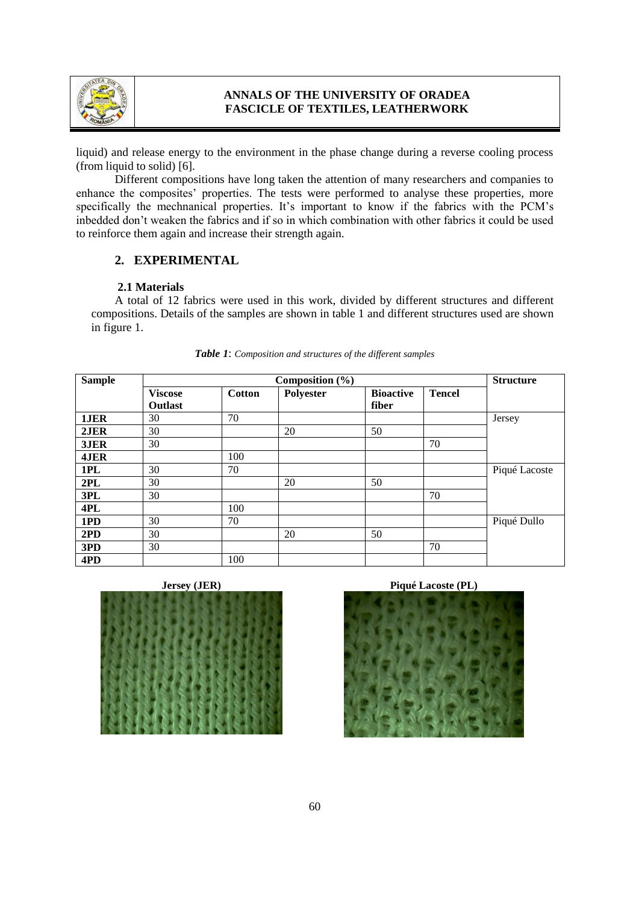liquid) and release energy to the environment in the phase change during a reverse cooling process (from liquid to solid) [6].

Different compositions have long taken the attention of many researchers and companies to enhance the composites' properties. The tests were performed to analyse these properties, more specifically the mechnanical properties. It's important to know if the fabrics with the PCM's inbedded don't weaken the fabrics and if so in which combination with other fabrics it could be used to reinforce them again and increase their strength again.

## 2. EXPERIMENTAL

### 2.1 Materials

A total of 12 fabrics were used in this work, divided by different structures and different compositions. Details of the samples are shown in table 1 and different structures used are shown in figure 1.

***Table 1***: *Composition and structures of the different samples*

| Sample | Composition (%) | | | | | Structure |
|---|---|---|---|---|---|---|
| | **Viscose Outlast** | **Cotton** | **Polyester** | **Bioactive fiber** | **Tencel** | |
| **1JER** | 30 | 70 | | | | Jersey |
| **2JER** | 30 | | 20 | 50 | | |
| **3JER** | 30 | | | | 70 | |
| **4JER** | | 100 | | | | |
| **1PL** | 30 | 70 | | | | Piqué Lacoste |
| **2PL** | 30 | | 20 | 50 | | |
| **3PL** | 30 | | | | 70 | |
| **4PL** | | 100 | | | | |
| **1PD** | 30 | 70 | | | | Piqué Dullo |
| **2PD** | 30 | | 20 | 50 | | |
| **3PD** | 30 | | | | 70 | |
| **4PD** | | 100 | | | | |

**Jersey (JER)**

**Piqué Lacoste (PL)**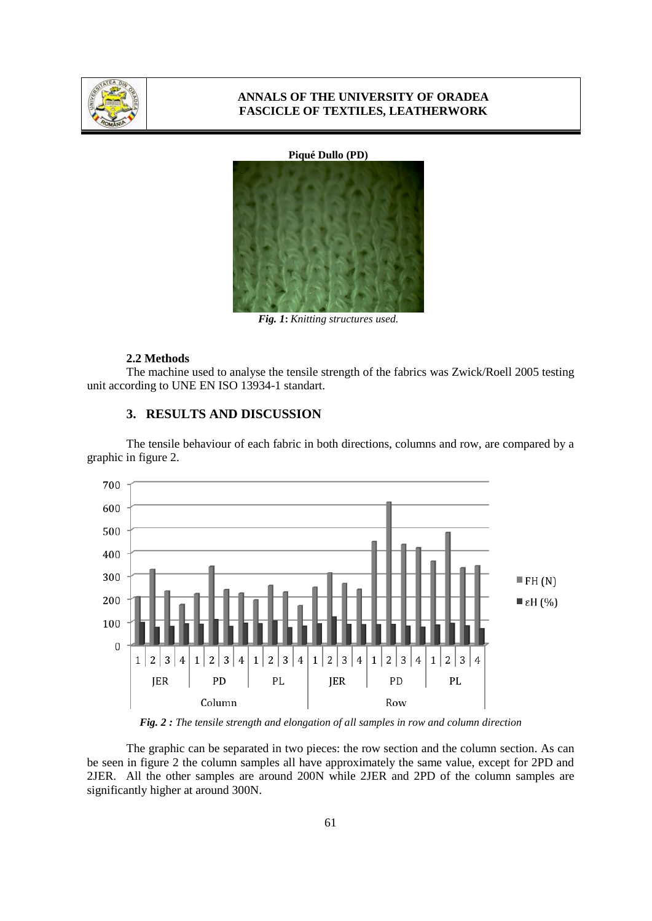**Piqué Dullo (PD)**

*Fig. 1***:** *Knitting structures used.*

### 2.2 Methods

The machine used to analyse the tensile strength of the fabrics was Zwick/Roell 2005 testing unit according to UNE EN ISO 13934-1 standart.

## 3. RESULTS AND DISCUSSION

The tensile behaviour of each fabric in both directions, columns and row, are compared by a graphic in figure 2.

*Fig. 2 : The tensile strength and elongation of all samples in row and column direction*

The graphic can be separated in two pieces: the row section and the column section. As can be seen in figure 2 the column samples all have approximately the same value, except for 2PD and 2JER. All the other samples are around 200N while 2JER and 2PD of the column samples are significantly higher at around 300N.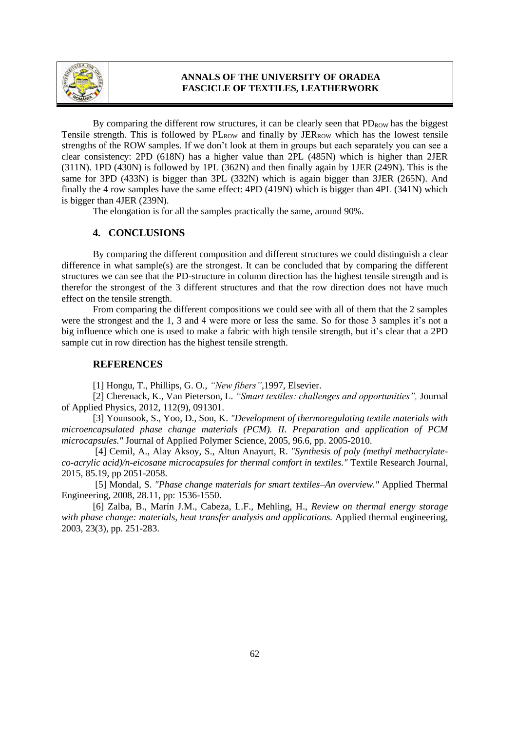By comparing the different row structures, it can be clearly seen that $PD_{ROW}$ has the biggest Tensile strength. This is followed by $PL_{ROW}$ and finally by $JER_{ROW}$ which has the lowest tensile strengths of the ROW samples. If we don't look at them in groups but each separately you can see a clear consistency: 2PD (618N) has a higher value than 2PL (485N) which is higher than 2JER (311N). 1PD (430N) is followed by 1PL (362N) and then finally again by 1JER (249N). This is the same for 3PD (433N) is bigger than 3PL (332N) which is again bigger than 3JER (265N). And finally the 4 row samples have the same effect: 4PD (419N) which is bigger than 4PL (341N) which is bigger than 4JER (239N).

The elongation is for all the samples practically the same, around 90%.

## 4. CONCLUSIONS

By comparing the different composition and different structures we could distinguish a clear difference in what sample(s) are the strongest. It can be concluded that by comparing the different structures we can see that the PD-structure in column direction has the highest tensile strength and is therefor the strongest of the 3 different structures and that the row direction does not have much effect on the tensile strength.

From comparing the different compositions we could see with all of them that the 2 samples were the strongest and the 1, 3 and 4 were more or less the same. So for those 3 samples it's not a big influence which one is used to make a fabric with high tensile strength, but it's clear that a 2PD sample cut in row direction has the highest tensile strength.

## REFERENCES

[1] Hongu, T., Phillips, G. O., *"New fibers"*,1997, Elsevier.

[2] Cherenack, K., Van Pieterson, L. *"Smart textiles: challenges and opportunities",* Journal of Applied Physics, 2012, 112(9), 091301.

[3] Younsook, S., Yoo, D., Son, K. *"Development of thermoregulating textile materials with microencapsulated phase change materials (PCM). II. Preparation and application of PCM microcapsules."* Journal of Applied Polymer Science, 2005, 96.6, pp. 2005-2010.

[4] Cemil, A., Alay Aksoy, S., Altun Anayurt, R. *"Synthesis of poly (methyl methacrylate-co-acrylic acid)/n-eicosane microcapsules for thermal comfort in textiles."* Textile Research Journal, 2015, 85.19, pp 2051-2058.

[5] Mondal, S. *"Phase change materials for smart textiles–An overview."* Applied Thermal Engineering, 2008, 28.11, pp: 1536-1550.

[6] Zalba, B., Marín J.M., Cabeza, L.F., Mehling, H., *Review on thermal energy storage with phase change: materials, heat transfer analysis and applications.* Applied thermal engineering, 2003, 23(3), pp. 251-283.